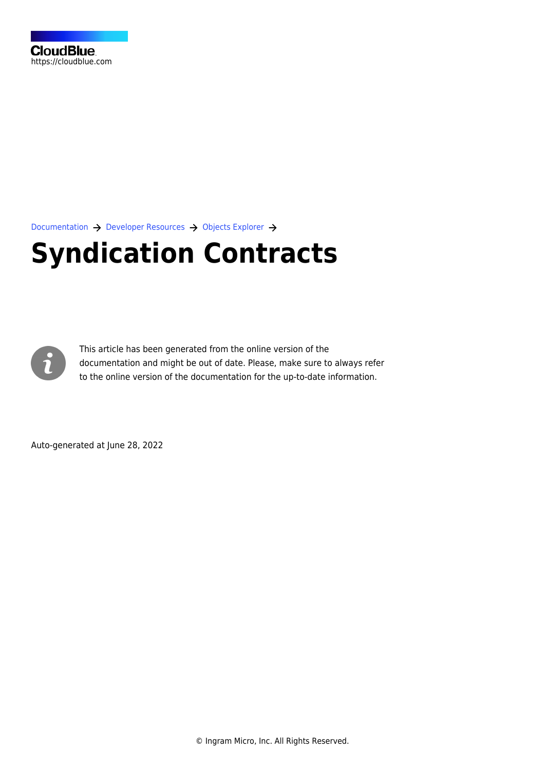CloudBlue
https://cloudblue.com

Documentation → Developer Resources → Objects Explorer →

# Syndication Contracts

This article has been generated from the online version of the documentation and might be out of date. Please, make sure to always refer to the online version of the documentation for the up-to-date information.

Auto-generated at June 28, 2022

© Ingram Micro, Inc. All Rights Reserved.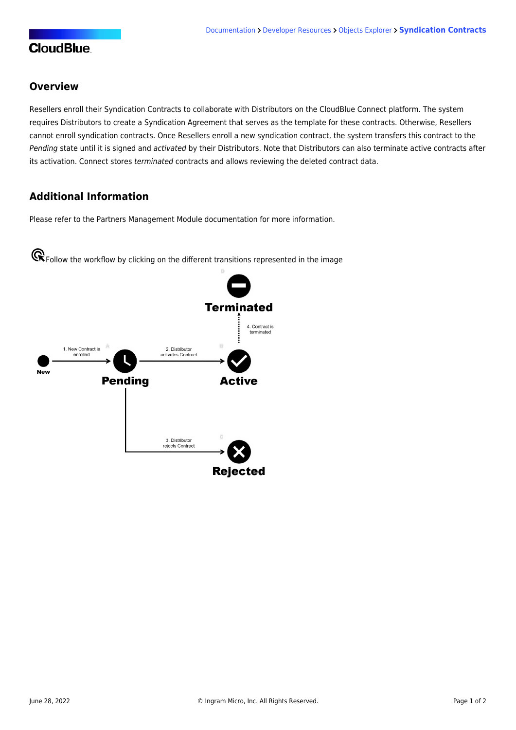## Overview

Resellers enroll their Syndication Contracts to collaborate with Distributors on the CloudBlue Connect platform. The system requires Distributors to create a Syndication Agreement that serves as the template for these contracts. Otherwise, Resellers cannot enroll syndication contracts. Once Resellers enroll a new syndication contract, the system transfers this contract to the *Pending* state until it is signed and *activated* by their Distributors. Note that Distributors can also terminate active contracts after its activation. Connect stores *terminated* contracts and allows reviewing the deleted contract data.

## Additional Information

Please refer to the Partners Management Module documentation for more information.

Follow the workflow by clicking on the different transitions represented in the image

Terminated

4. Contract is terminated

1. New Contract is enrolled

2. Distributor activates Contract

New

Pending

Active

3. Distributor rejects Contract

Rejected